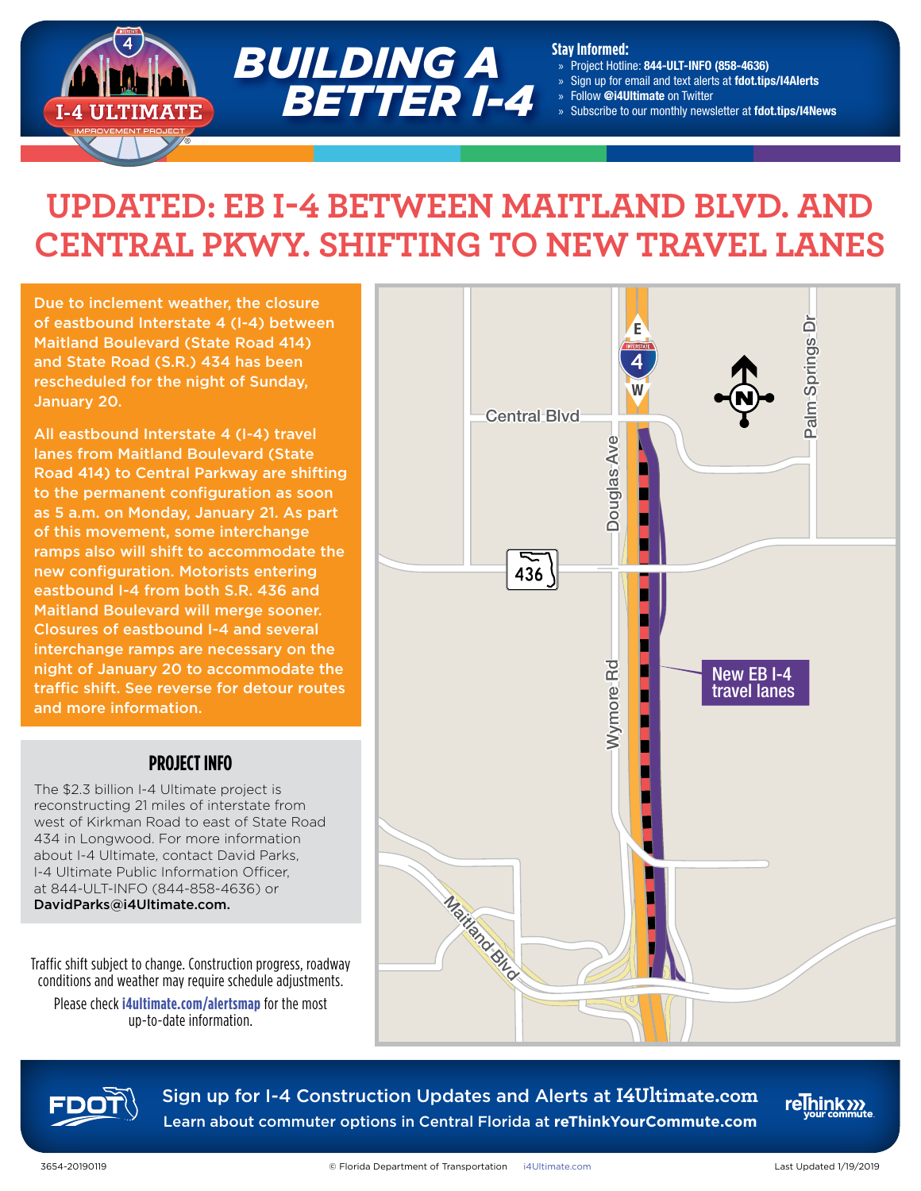# BUILDING A BETTER I-4

I-4 ULTIMATE IMPROVEMENT PROJECT

**Stay Informed:**

- Project Hotline: **844-ULT-INFO (858-4636)**
- Sign up for email and text alerts at **fdot.tips/I4Alerts**
- Follow **@i4Ultimate** on Twitter
- Subscribe to our monthly newsletter at **fdot.tips/I4News**

## UPDATED: EB I-4 BETWEEN MAITLAND BLVD. AND CENTRAL PKWY. SHIFTING TO NEW TRAVEL LANES

**Due to inclement weather, the closure of eastbound Interstate 4 (I-4) between Maitland Boulevard (State Road 414) and State Road (S.R.) 434 has been rescheduled for the night of Sunday, January 20.**

**All eastbound Interstate 4 (I-4) travel lanes from Maitland Boulevard (State Road 414) to Central Parkway are shifting to the permanent configuration as soon as 5 a.m. on Monday, January 21. As part of this movement, some interchange ramps also will shift to accommodate the new configuration. Motorists entering eastbound I-4 from both S.R. 436 and Maitland Boulevard will merge sooner. Closures of eastbound I-4 and several interchange ramps are necessary on the night of January 20 to accommodate the traffic shift. See reverse for detour routes and more information.**

Central Blvd | Douglas Ave | Palm Springs Dr | 436 | Wymore Rd | Maitland Blvd | New EB I-4 travel lanes

### PROJECT INFO

The $2.3 billion I-4 Ultimate project is reconstructing 21 miles of interstate from west of Kirkman Road to east of State Road 434 in Longwood. For more information about I-4 Ultimate, contact David Parks, I-4 Ultimate Public Information Officer, at 844-ULT-INFO (844-858-4636) or **DavidParks@i4Ultimate.com.**

Traffic shift subject to change. Construction progress, roadway conditions and weather may require schedule adjustments.

Please check **i4ultimate.com/alertsmap** for the most up-to-date information.

Sign up for I-4 Construction Updates and Alerts at I4Ultimate.com
Learn about commuter options in Central Florida at reThinkYourCommute.com

3654-20190119 © Florida Department of Transportation i4Ultimate.com Last Updated 1/19/2019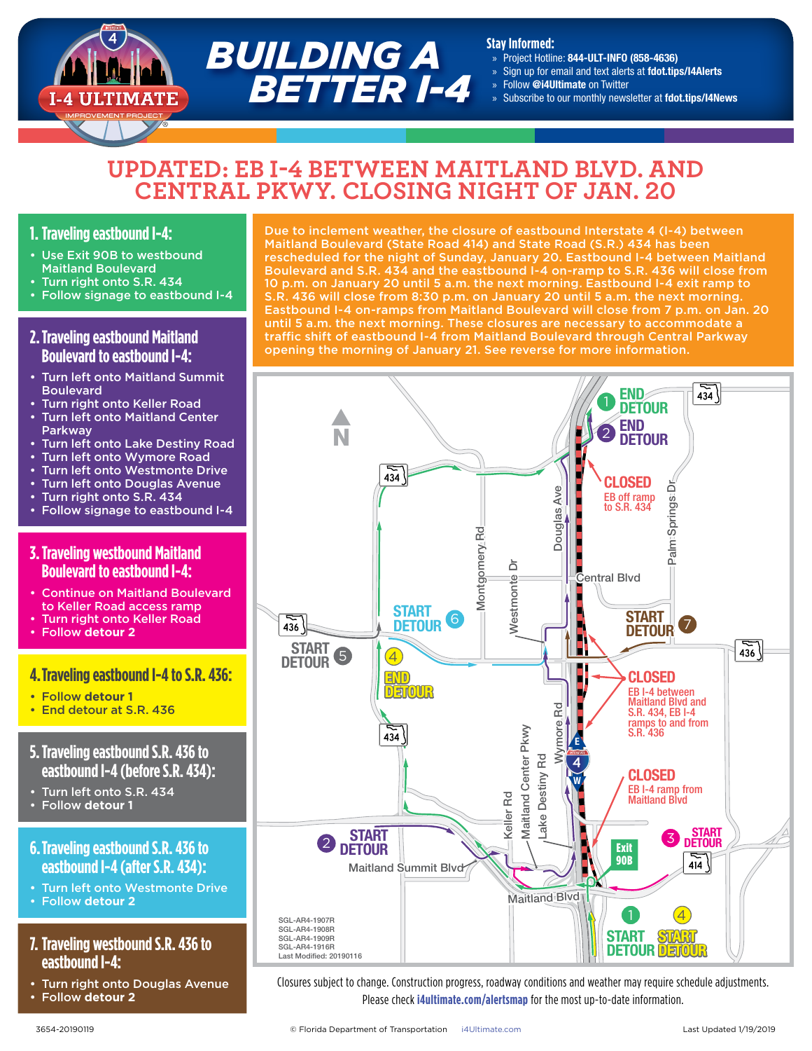# BUILDING A BETTER I-4

I-4 ULTIMATE IMPROVEMENT PROJECT

**Stay Informed:**

- Project Hotline: **844-ULT-INFO (858-4636)**
- Sign up for email and text alerts at **fdot.tips/I4Alerts**
- Follow **@i4Ultimate** on Twitter
- Subscribe to our monthly newsletter at **fdot.tips/I4News**

## UPDATED: EB I-4 BETWEEN MAITLAND BLVD. AND CENTRAL PKWY. CLOSING NIGHT OF JAN. 20

Due to inclement weather, the closure of eastbound Interstate 4 (I-4) between Maitland Boulevard (State Road 414) and State Road (S.R.) 434 has been rescheduled for the night of Sunday, January 20. Eastbound I-4 between Maitland Boulevard and S.R. 434 and the eastbound I-4 on-ramp to S.R. 436 will close from 10 p.m. on January 20 until 5 a.m. the next morning. Eastbound I-4 exit ramp to S.R. 436 will close from 8:30 p.m. on January 20 until 5 a.m. the next morning. Eastbound I-4 on-ramps from Maitland Boulevard will close from 7 p.m. on Jan. 20 until 5 a.m. the next morning. These closures are necessary to accommodate a traffic shift of eastbound I-4 from Maitland Boulevard through Central Parkway opening the morning of January 21. See reverse for more information.

### 1. Traveling eastbound I-4:

- Use Exit 90B to westbound Maitland Boulevard
- Turn right onto S.R. 434
- Follow signage to eastbound I-4

### 2. Traveling eastbound Maitland Boulevard to eastbound I-4:

- Turn left onto Maitland Summit Boulevard
- Turn right onto Keller Road
- Turn left onto Maitland Center Parkway
- Turn left onto Lake Destiny Road
- Turn left onto Wymore Road
- Turn left onto Westmonte Drive
- Turn left onto Douglas Avenue
- Turn right onto S.R. 434
- Follow signage to eastbound I-4

### 3. Traveling westbound Maitland Boulevard to eastbound I-4:

- Continue on Maitland Boulevard to Keller Road access ramp
- Turn right onto Keller Road
- Follow detour 2

### 4. Traveling eastbound I-4 to S.R. 436:

- Follow detour 1
- End detour at S.R. 436

### 5. Traveling eastbound S.R. 436 to eastbound I-4 (before S.R. 434):

- Turn left onto S.R. 434
- Follow detour 1

### 6. Traveling eastbound S.R. 436 to eastbound I-4 (after S.R. 434):

- Turn left onto Westmonte Drive
- Follow detour 2

### 7. Traveling westbound S.R. 436 to eastbound I-4:

- Turn right onto Douglas Avenue
- Follow detour 2

N

434
436
414
Exit 90B

1 END DETOUR
2 END DETOUR
CLOSED EB off ramp to S.R. 434
Central Blvd
Palm Springs Dr
Douglas Ave
Montgomery Rd
Westmonte Dr
START DETOUR 6
START DETOUR 5
START DETOUR 7
4 END DETOUR
CLOSED EB I-4 between Maitland Blvd and S.R. 434, EB I-4 ramps to and from S.R. 436
CLOSED EB I-4 ramp from Maitland Blvd
Wymore Rd
Keller Rd
Maitland Center Pkwy
Lake Destiny Rd
2 START DETOUR
Maitland Summit Blvd
Maitland Blvd
3 START DETOUR
1 START DETOUR
4 START DETOUR

SGL-AR4-1907R
SGL-AR4-1908R
SGL-AR4-1909R
SGL-AR4-1916R
Last Modified: 20190116

Closures subject to change. Construction progress, roadway conditions and weather may require schedule adjustments. Please check **i4ultimate.com/alertsmap** for the most up-to-date information.

3654-20190119 © Florida Department of Transportation i4Ultimate.com Last Updated 1/19/2019